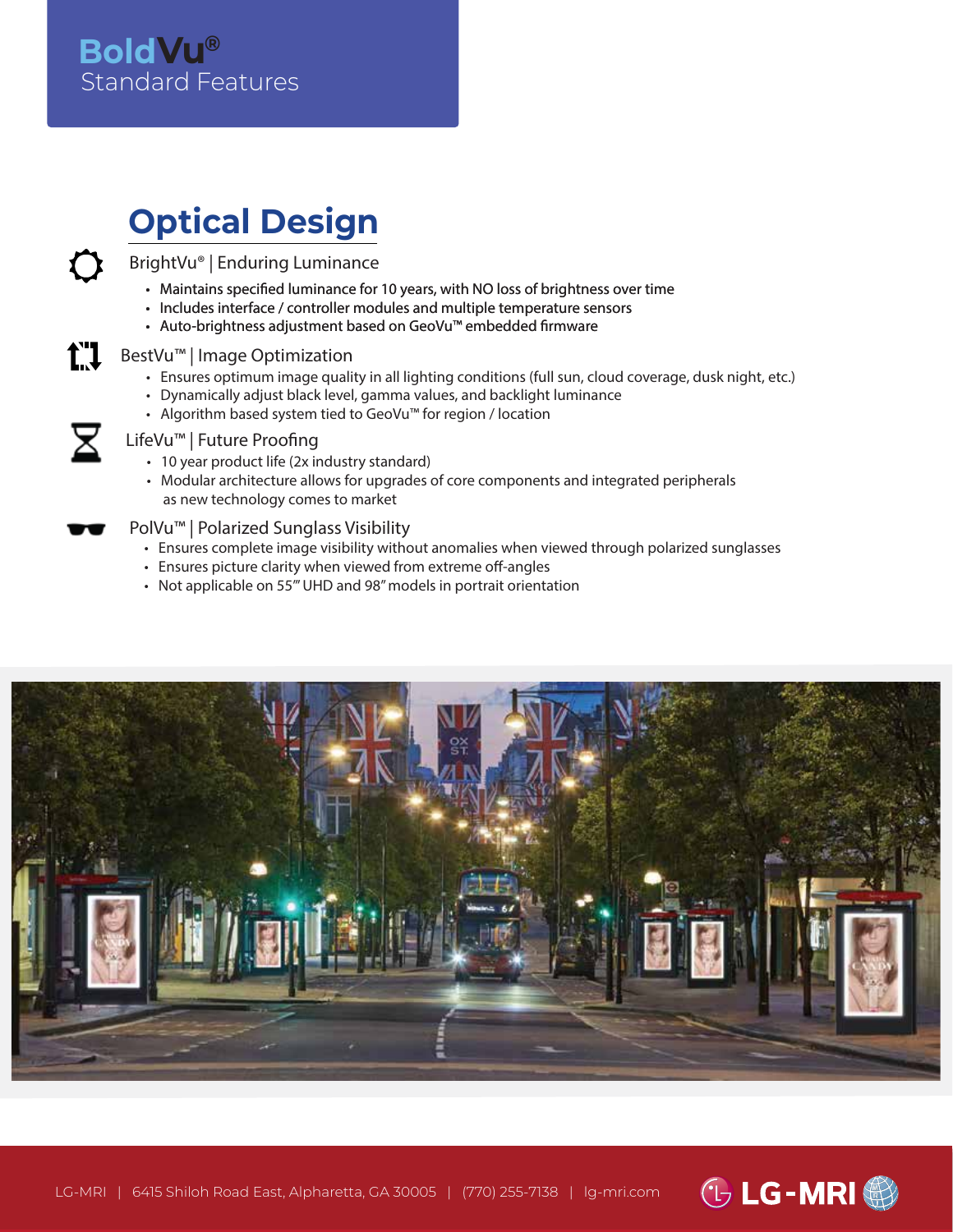# BoldVu®
Standard Features

## Optical Design

### BrightVu® | Enduring Luminance

- Maintains specified luminance for 10 years, with NO loss of brightness over time
- Includes interface / controller modules and multiple temperature sensors
- Auto-brightness adjustment based on GeoVu™ embedded firmware

### BestVu™ | Image Optimization

- Ensures optimum image quality in all lighting conditions (full sun, cloud coverage, dusk night, etc.)
- Dynamically adjust black level, gamma values, and backlight luminance
- Algorithm based system tied to GeoVu™ for region / location

### LifeVu™ | Future Proofing

- 10 year product life (2x industry standard)
- Modular architecture allows for upgrades of core components and integrated peripherals as new technology comes to market

### PolVu™ | Polarized Sunglass Visibility

- Ensures complete image visibility without anomalies when viewed through polarized sunglasses
- Ensures picture clarity when viewed from extreme off-angles
- Not applicable on 55"" UHD and 98" models in portrait orientation

LG-MRI | 6415 Shiloh Road East, Alpharetta, GA 30005 | (770) 255-7138 | lg-mri.com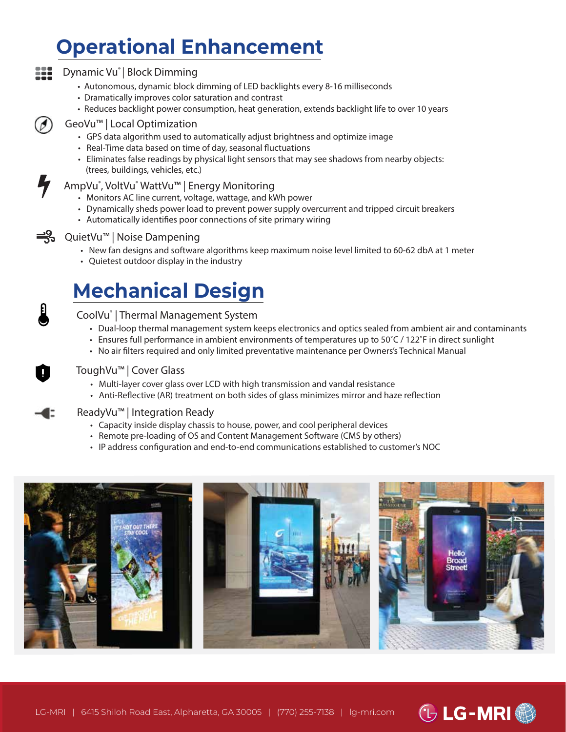# Operational Enhancement

### Dynamic Vu® | Block Dimming

- Autonomous, dynamic block dimming of LED backlights every 8-16 milliseconds
- Dramatically improves color saturation and contrast
- Reduces backlight power consumption, heat generation, extends backlight life to over 10 years

### GeoVu™ | Local Optimization

- GPS data algorithm used to automatically adjust brightness and optimize image
- Real-Time data based on time of day, seasonal fluctuations
- Eliminates false readings by physical light sensors that may see shadows from nearby objects: (trees, buildings, vehicles, etc.)

### AmpVu®, VoltVu® WattVu™ | Energy Monitoring

- Monitors AC line current, voltage, wattage, and kWh power
- Dynamically sheds power load to prevent power supply overcurrent and tripped circuit breakers
- Automatically identifies poor connections of site primary wiring

### QuietVu™ | Noise Dampening

- New fan designs and software algorithms keep maximum noise level limited to 60-62 dbA at 1 meter
- Quietest outdoor display in the industry

# Mechanical Design

### CoolVu® | Thermal Management System

- Dual-loop thermal management system keeps electronics and optics sealed from ambient air and contaminants
- Ensures full performance in ambient environments of temperatures up to 50˚C / 122˚F in direct sunlight
- No air filters required and only limited preventative maintenance per Owners's Technical Manual

### ToughVu™ | Cover Glass

- Multi-layer cover glass over LCD with high transmission and vandal resistance
- Anti-Reflective (AR) treatment on both sides of glass minimizes mirror and haze reflection

### ReadyVu™ | Integration Ready

- Capacity inside display chassis to house, power, and cool peripheral devices
- Remote pre-loading of OS and Content Management Software (CMS by others)
- IP address configuration and end-to-end communications established to customer's NOC

LG-MRI | 6415 Shiloh Road East, Alpharetta, GA 30005 | (770) 255-7138 | lg-mri.com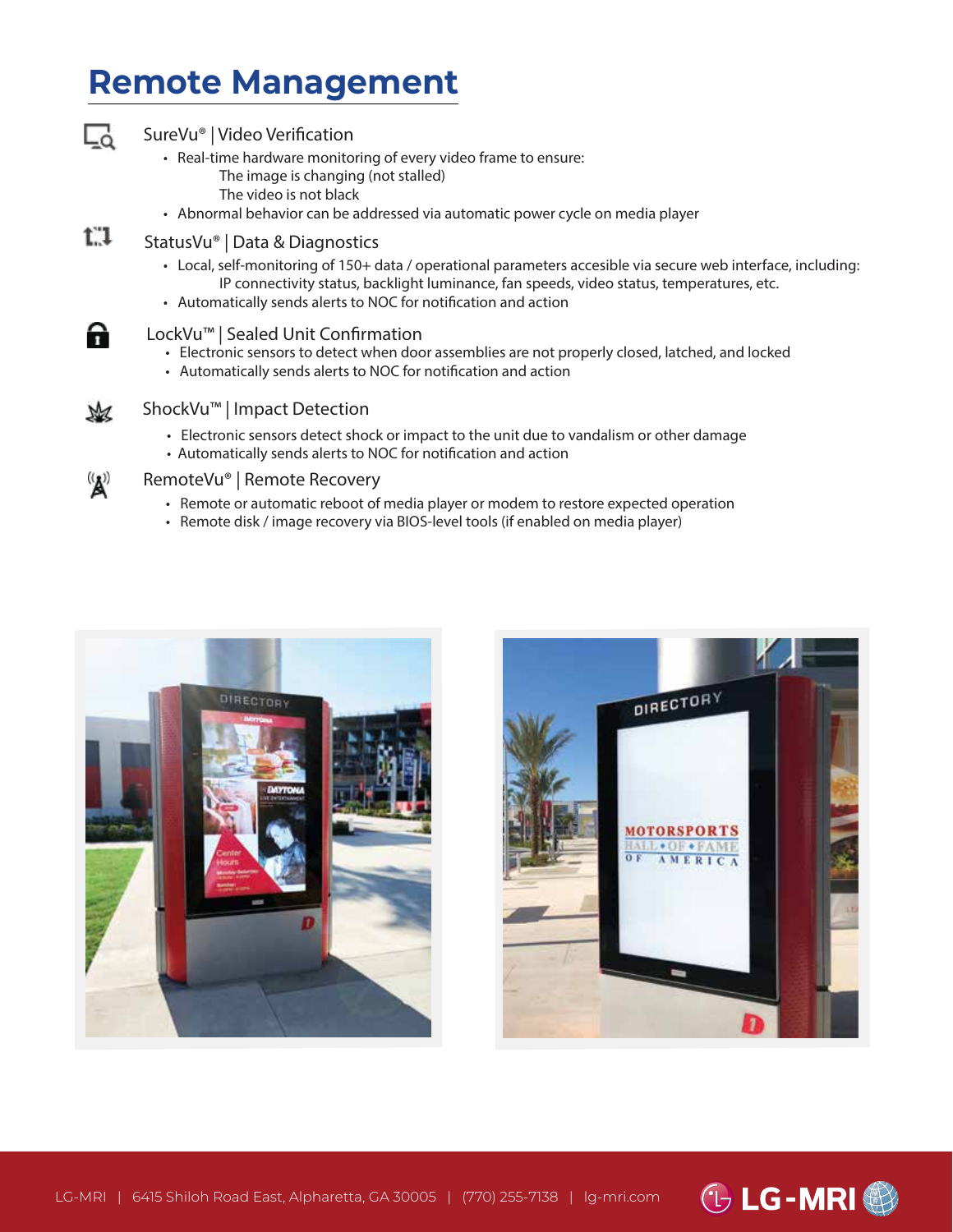# Remote Management

## SureVu® | Video Verification

- Real-time hardware monitoring of every video frame to ensure:
  - The image is changing (not stalled)
  - The video is not black
- Abnormal behavior can be addressed via automatic power cycle on media player

## StatusVu® | Data & Diagnostics

- Local, self-monitoring of 150+ data / operational parameters accesible via secure web interface, including:
  - IP connectivity status, backlight luminance, fan speeds, video status, temperatures, etc.
- Automatically sends alerts to NOC for notification and action

## LockVu™ | Sealed Unit Confirmation

- Electronic sensors to detect when door assemblies are not properly closed, latched, and locked
- Automatically sends alerts to NOC for notification and action

## ShockVu™ | Impact Detection

- Electronic sensors detect shock or impact to the unit due to vandalism or other damage
- Automatically sends alerts to NOC for notification and action

## RemoteVu® | Remote Recovery

- Remote or automatic reboot of media player or modem to restore expected operation
- Remote disk / image recovery via BIOS-level tools (if enabled on media player)